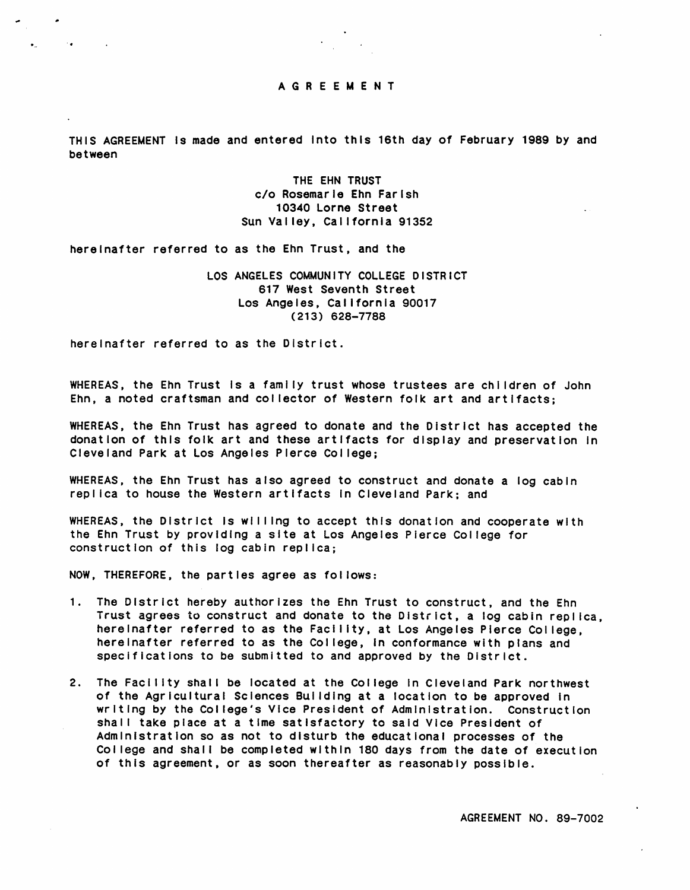# AGREEMENT

THIS AGREEMENT is made and entered into this 16th day of February 1989 by and between

THE EHN TRUST  
c/o Rosemarie Ehn Farish  
10340 Lorne Street  
Sun Valley, California 91352

hereinafter referred to as the Ehn Trust, and the

LOS ANGELES COMMUNITY COLLEGE DISTRICT  
617 West Seventh Street  
Los Angeles, California 90017  
(213) 628-7788

hereinafter referred to as the District.

WHEREAS, the Ehn Trust is a family trust whose trustees are children of John Ehn, a noted craftsman and collector of Western folk art and artifacts;

WHEREAS, the Ehn Trust has agreed to donate and the District has accepted the donation of this folk art and these artifacts for display and preservation in Cleveland Park at Los Angeles Pierce College;

WHEREAS, the Ehn Trust has also agreed to construct and donate a log cabin replica to house the Western artifacts in Cleveland Park; and

WHEREAS, the District is willing to accept this donation and cooperate with the Ehn Trust by providing a site at Los Angeles Pierce College for construction of this log cabin replica;

NOW, THEREFORE, the parties agree as follows:

1. The District hereby authorizes the Ehn Trust to construct, and the Ehn Trust agrees to construct and donate to the District, a log cabin replica, hereinafter referred to as the Facility, at Los Angeles Pierce College, hereinafter referred to as the College, in conformance with plans and specifications to be submitted to and approved by the District.

2. The Facility shall be located at the College in Cleveland Park northwest of the Agricultural Sciences Building at a location to be approved in writing by the College's Vice President of Administration. Construction shall take place at a time satisfactory to said Vice President of Administration so as not to disturb the educational processes of the College and shall be completed within 180 days from the date of execution of this agreement, or as soon thereafter as reasonably possible.

AGREEMENT NO. 89-7002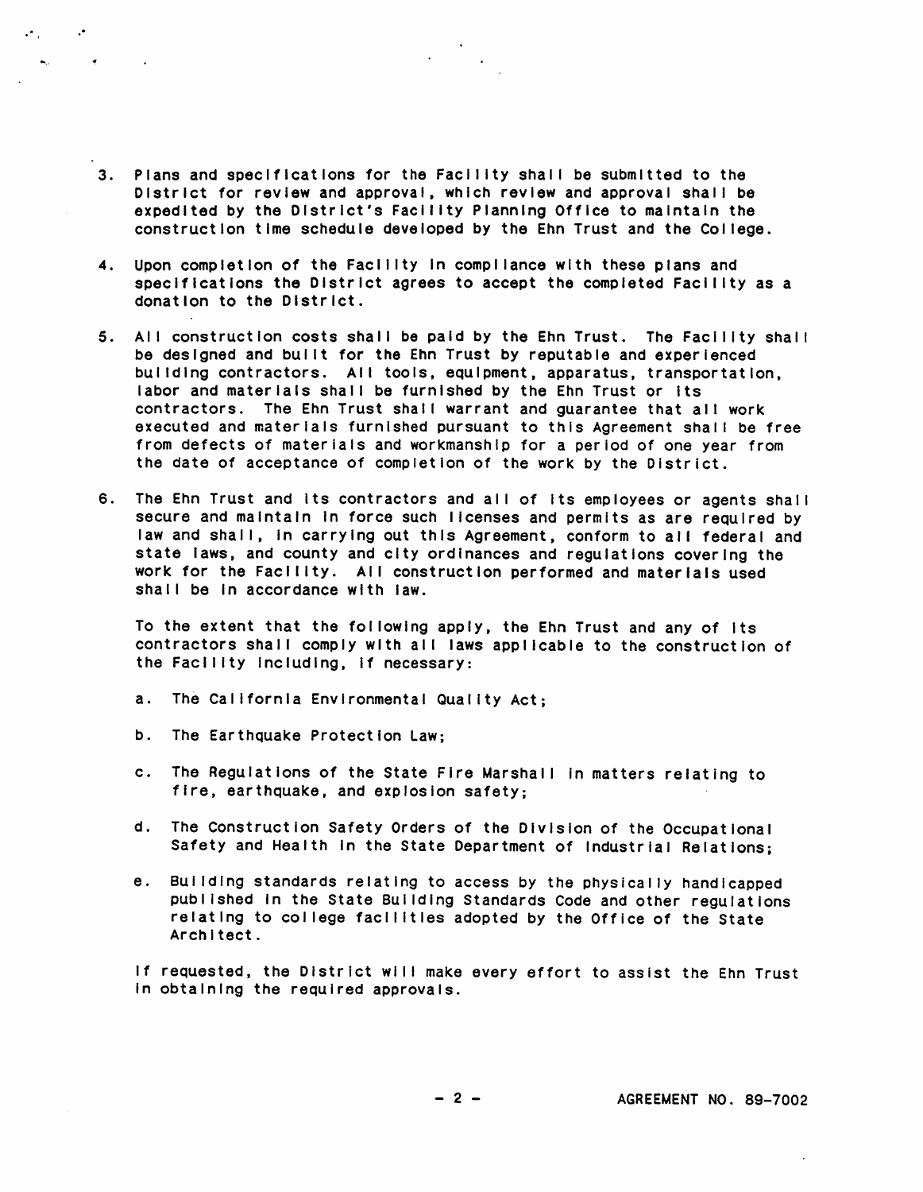3. Plans and specifications for the Facility shall be submitted to the District for review and approval, which review and approval shall be expedited by the District's Facility Planning Office to maintain the construction time schedule developed by the Ehn Trust and the College.

4. Upon completion of the Facility in compliance with these plans and specifications the District agrees to accept the completed Facility as a donation to the District.

5. All construction costs shall be paid by the Ehn Trust. The Facility shall be designed and built for the Ehn Trust by reputable and experienced building contractors. All tools, equipment, apparatus, transportation, labor and materials shall be furnished by the Ehn Trust or its contractors. The Ehn Trust shall warrant and guarantee that all work executed and materials furnished pursuant to this Agreement shall be free from defects of materials and workmanship for a period of one year from the date of acceptance of completion of the work by the District.

6. The Ehn Trust and its contractors and all of its employees or agents shall secure and maintain in force such licenses and permits as are required by law and shall, in carrying out this Agreement, conform to all federal and state laws, and county and city ordinances and regulations covering the work for the Facility. All construction performed and materials used shall be in accordance with law.

   To the extent that the following apply, the Ehn Trust and any of its contractors shall comply with all laws applicable to the construction of the Facility including, if necessary:

   a. The California Environmental Quality Act;

   b. The Earthquake Protection Law;

   c. The Regulations of the State Fire Marshall in matters relating to fire, earthquake, and explosion safety;

   d. The Construction Safety Orders of the Division of the Occupational Safety and Health in the State Department of Industrial Relations;

   e. Building standards relating to access by the physically handicapped published in the State Building Standards Code and other regulations relating to college facilities adopted by the Office of the State Architect.

   If requested, the District will make every effort to assist the Ehn Trust in obtaining the required approvals.

AGREEMENT NO. 89-7002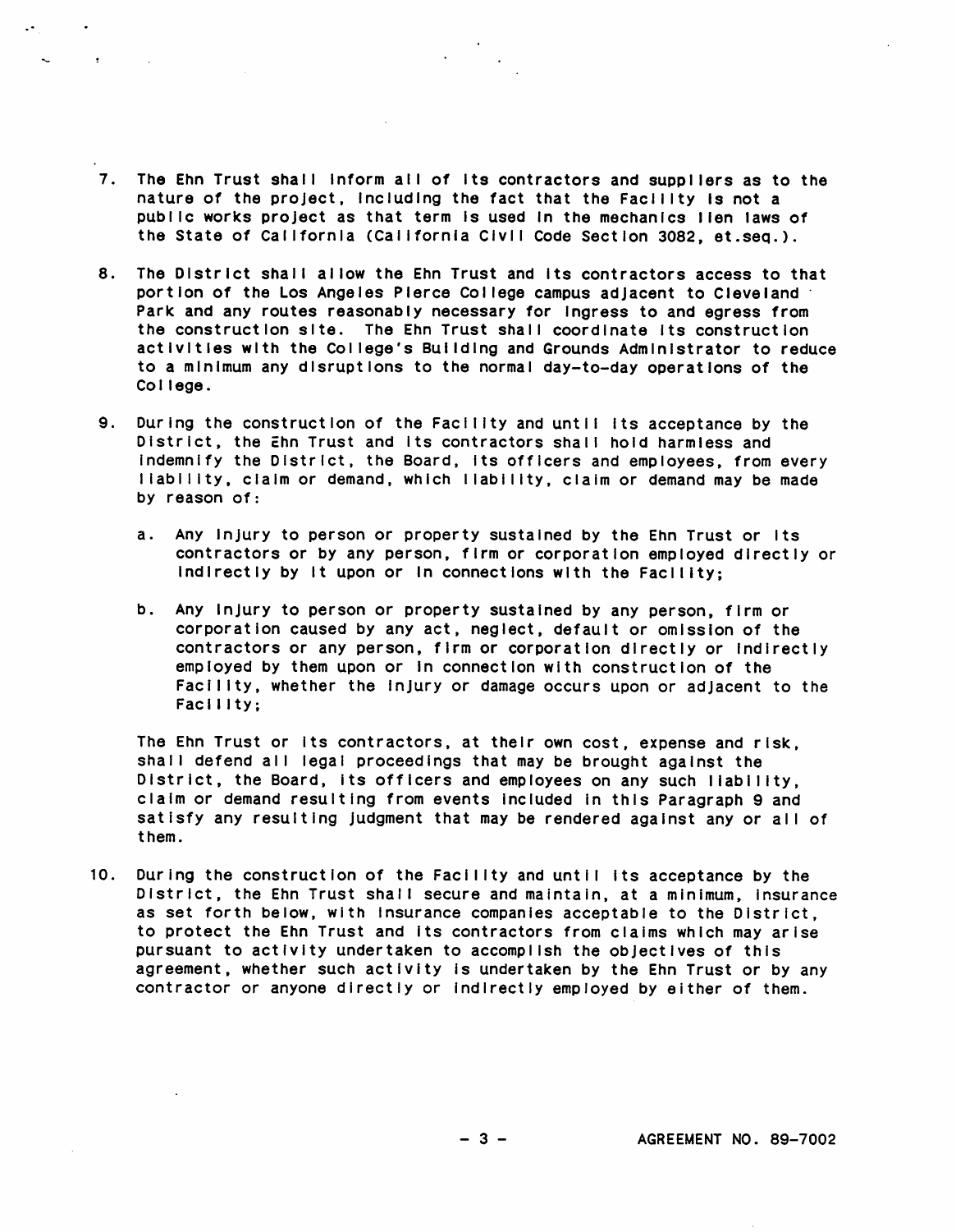7. The Ehn Trust shall inform all of its contractors and suppliers as to the nature of the project, including the fact that the Facility is not a public works project as that term is used in the mechanics lien laws of the State of California (California Civil Code Section 3082, et.seq.).

8. The District shall allow the Ehn Trust and its contractors access to that portion of the Los Angeles Pierce College campus adjacent to Cleveland Park and any routes reasonably necessary for ingress to and egress from the construction site. The Ehn Trust shall coordinate its construction activities with the College's Building and Grounds Administrator to reduce to a minimum any disruptions to the normal day-to-day operations of the College.

9. During the construction of the Facility and until its acceptance by the District, the Ehn Trust and its contractors shall hold harmless and indemnify the District, the Board, its officers and employees, from every liability, claim or demand, which liability, claim or demand may be made by reason of:

   a. Any injury to person or property sustained by the Ehn Trust or its contractors or by any person, firm or corporation employed directly or indirectly by it upon or in connections with the Facility;

   b. Any injury to person or property sustained by any person, firm or corporation caused by any act, neglect, default or omission of the contractors or any person, firm or corporation directly or indirectly employed by them upon or in connection with construction of the Facility, whether the injury or damage occurs upon or adjacent to the Facility;

   The Ehn Trust or its contractors, at their own cost, expense and risk, shall defend all legal proceedings that may be brought against the District, the Board, its officers and employees on any such liability, claim or demand resulting from events included in this Paragraph 9 and satisfy any resulting judgment that may be rendered against any or all of them.

10. During the construction of the Facility and until its acceptance by the District, the Ehn Trust shall secure and maintain, at a minimum, insurance as set forth below, with insurance companies acceptable to the District, to protect the Ehn Trust and its contractors from claims which may arise pursuant to activity undertaken to accomplish the objectives of this agreement, whether such activity is undertaken by the Ehn Trust or by any contractor or anyone directly or indirectly employed by either of them.

AGREEMENT NO. 89-7002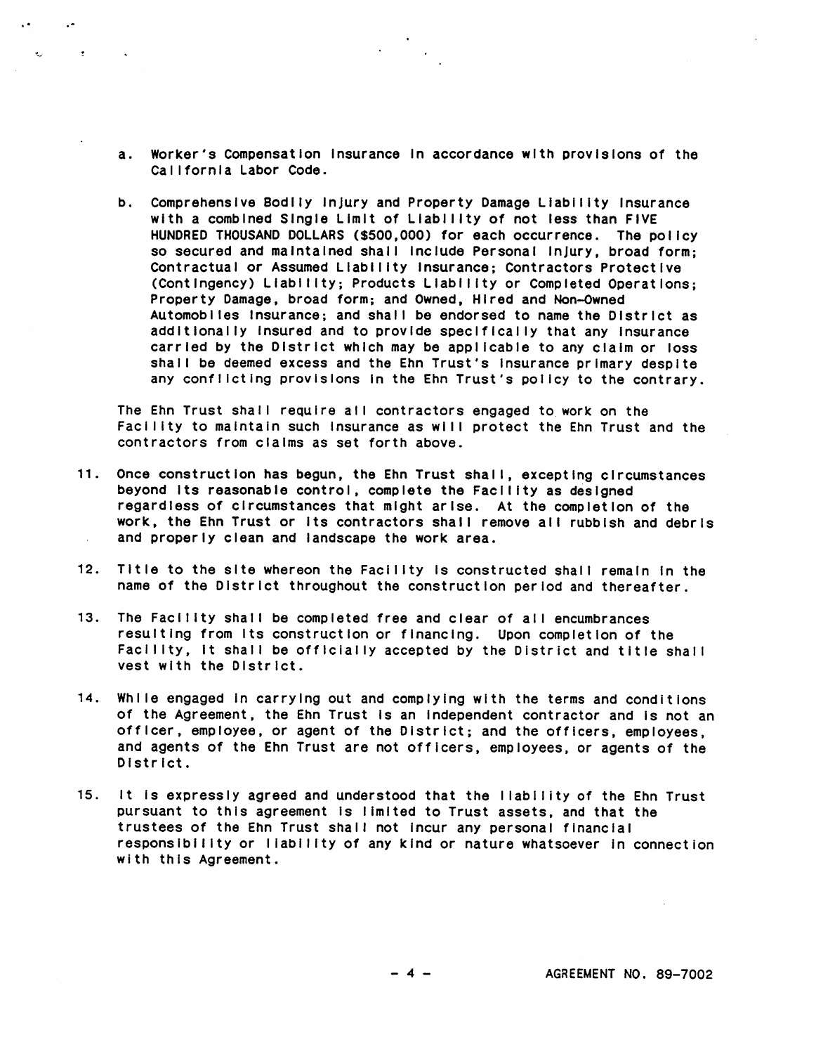a. Worker's Compensation Insurance in accordance with provisions of the California Labor Code.

b. Comprehensive Bodily Injury and Property Damage Liability Insurance with a combined Single Limit of Liability of not less than FIVE HUNDRED THOUSAND DOLLARS ($500,000) for each occurrence. The policy so secured and maintained shall include Personal Injury, broad form; Contractual or Assumed Liability Insurance; Contractors Protective (Contingency) Liability; Products Liability or Completed Operations; Property Damage, broad form; and Owned, Hired and Non-Owned Automobiles Insurance; and shall be endorsed to name the District as additionally insured and to provide specifically that any insurance carried by the District which may be applicable to any claim or loss shall be deemed excess and the Ehn Trust's insurance primary despite any conflicting provisions in the Ehn Trust's policy to the contrary.

The Ehn Trust shall require all contractors engaged to work on the Facility to maintain such insurance as will protect the Ehn Trust and the contractors from claims as set forth above.

11. Once construction has begun, the Ehn Trust shall, excepting circumstances beyond its reasonable control, complete the Facility as designed regardless of circumstances that might arise. At the completion of the work, the Ehn Trust or its contractors shall remove all rubbish and debris and properly clean and landscape the work area.

12. Title to the site whereon the Facility is constructed shall remain in the name of the District throughout the construction period and thereafter.

13. The Facility shall be completed free and clear of all encumbrances resulting from its construction or financing. Upon completion of the Facility, it shall be officially accepted by the District and title shall vest with the District.

14. While engaged in carrying out and complying with the terms and conditions of the Agreement, the Ehn Trust is an independent contractor and is not an officer, employee, or agent of the District; and the officers, employees, and agents of the Ehn Trust are not officers, employees, or agents of the District.

15. It is expressly agreed and understood that the liability of the Ehn Trust pursuant to this agreement is limited to Trust assets, and that the trustees of the Ehn Trust shall not incur any personal financial responsibility or liability of any kind or nature whatsoever in connection with this Agreement.

AGREEMENT NO. 89-7002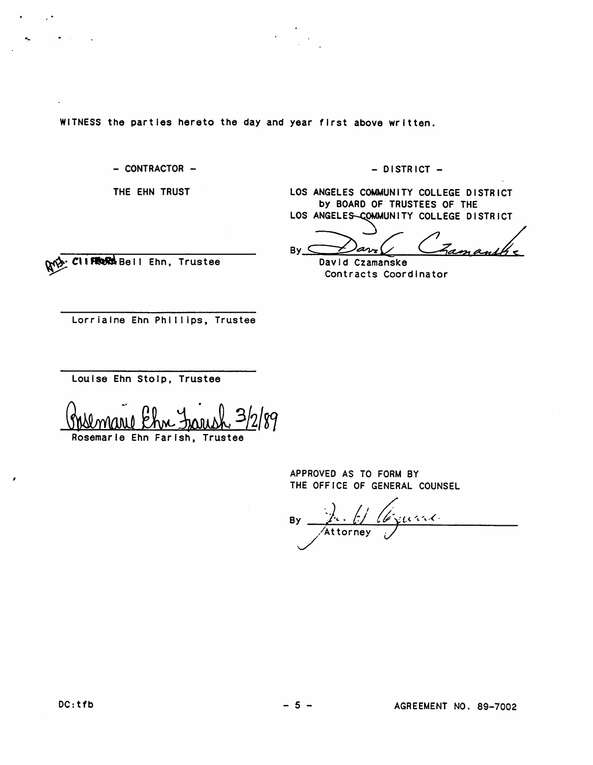WITNESS the parties hereto the day and year first above written.

- CONTRACTOR -

THE EHN TRUST

______________________________
Clifford Bell Ehn, Trustee

______________________________
Lorrialne Ehn Phillips, Trustee

______________________________
Louise Ehn Stolp, Trustee

Rosemarie Ehn Farish 3/2/89
Rosemarie Ehn Farish, Trustee

- DISTRICT -

LOS ANGELES COMMUNITY COLLEGE DISTRICT
by BOARD OF TRUSTEES OF THE
LOS ANGELES COMMUNITY COLLEGE DISTRICT

By ______________________________
David Czamanske
Contracts Coordinator

APPROVED AS TO FORM BY
THE OFFICE OF GENERAL COUNSEL

By ______________________________
Attorney

DC:tfb

AGREEMENT NO. 89-7002